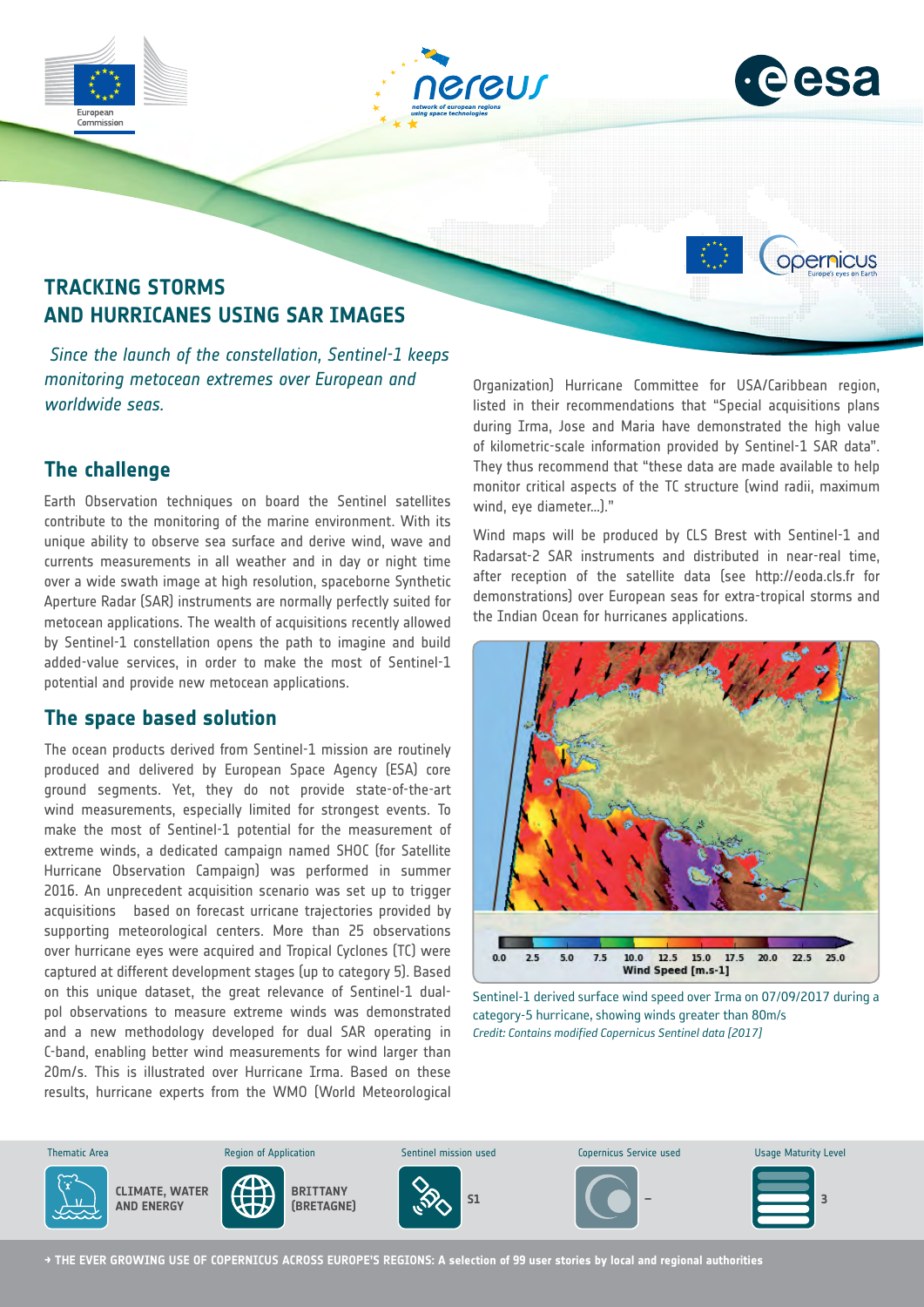# TRACKING STORMS AND HURRICANES USING SAR IMAGES

*Since the launch of the constellation, Sentinel-1 keeps monitoring metocean extremes over European and worldwide seas.*

## The challenge

Earth Observation techniques on board the Sentinel satellites contribute to the monitoring of the marine environment. With its unique ability to observe sea surface and derive wind, wave and currents measurements in all weather and in day or night time over a wide swath image at high resolution, spaceborne Synthetic Aperture Radar (SAR) instruments are normally perfectly suited for metocean applications. The wealth of acquisitions recently allowed by Sentinel-1 constellation opens the path to imagine and build added-value services, in order to make the most of Sentinel-1 potential and provide new metocean applications.

## The space based solution

The ocean products derived from Sentinel-1 mission are routinely produced and delivered by European Space Agency (ESA) core ground segments. Yet, they do not provide state-of-the-art wind measurements, especially limited for strongest events. To make the most of Sentinel-1 potential for the measurement of extreme winds, a dedicated campaign named SHOC (for Satellite Hurricane Observation Campaign) was performed in summer 2016. An unprecedent acquisition scenario was set up to trigger acquisitions based on forecast urricane trajectories provided by supporting meteorological centers. More than 25 observations over hurricane eyes were acquired and Tropical Cyclones (TC) were captured at different development stages (up to category 5). Based on this unique dataset, the great relevance of Sentinel-1 dual-pol observations to measure extreme winds was demonstrated and a new methodology developed for dual SAR operating in C-band, enabling better wind measurements for wind larger than 20m/s. This is illustrated over Hurricane Irma. Based on these results, hurricane experts from the WMO (World Meteorological Organization) Hurricane Committee for USA/Caribbean region, listed in their recommendations that "Special acquisitions plans during Irma, Jose and Maria have demonstrated the high value of kilometric-scale information provided by Sentinel-1 SAR data". They thus recommend that "these data are made available to help monitor critical aspects of the TC structure (wind radii, maximum wind, eye diameter…)."

Wind maps will be produced by CLS Brest with Sentinel-1 and Radarsat-2 SAR instruments and distributed in near-real time, after reception of the satellite data (see http://eoda.cls.fr for demonstrations) over European seas for extra-tropical storms and the Indian Ocean for hurricanes applications.

Sentinel-1 derived surface wind speed over Irma on 07/09/2017 during a category-5 hurricane, showing winds greater than 80m/s
*Credit: Contains modified Copernicus Sentinel data (2017)*

| Thematic Area | Region of Application | Sentinel mission used | Copernicus Service used | Usage Maturity Level |
| --- | --- | --- | --- | --- |
| CLIMATE, WATER AND ENERGY | BRITTANY (BRETAGNE) | S1 | – | 3 |

→ THE EVER GROWING USE OF COPERNICUS ACROSS EUROPE'S REGIONS: A selection of 99 user stories by local and regional authorities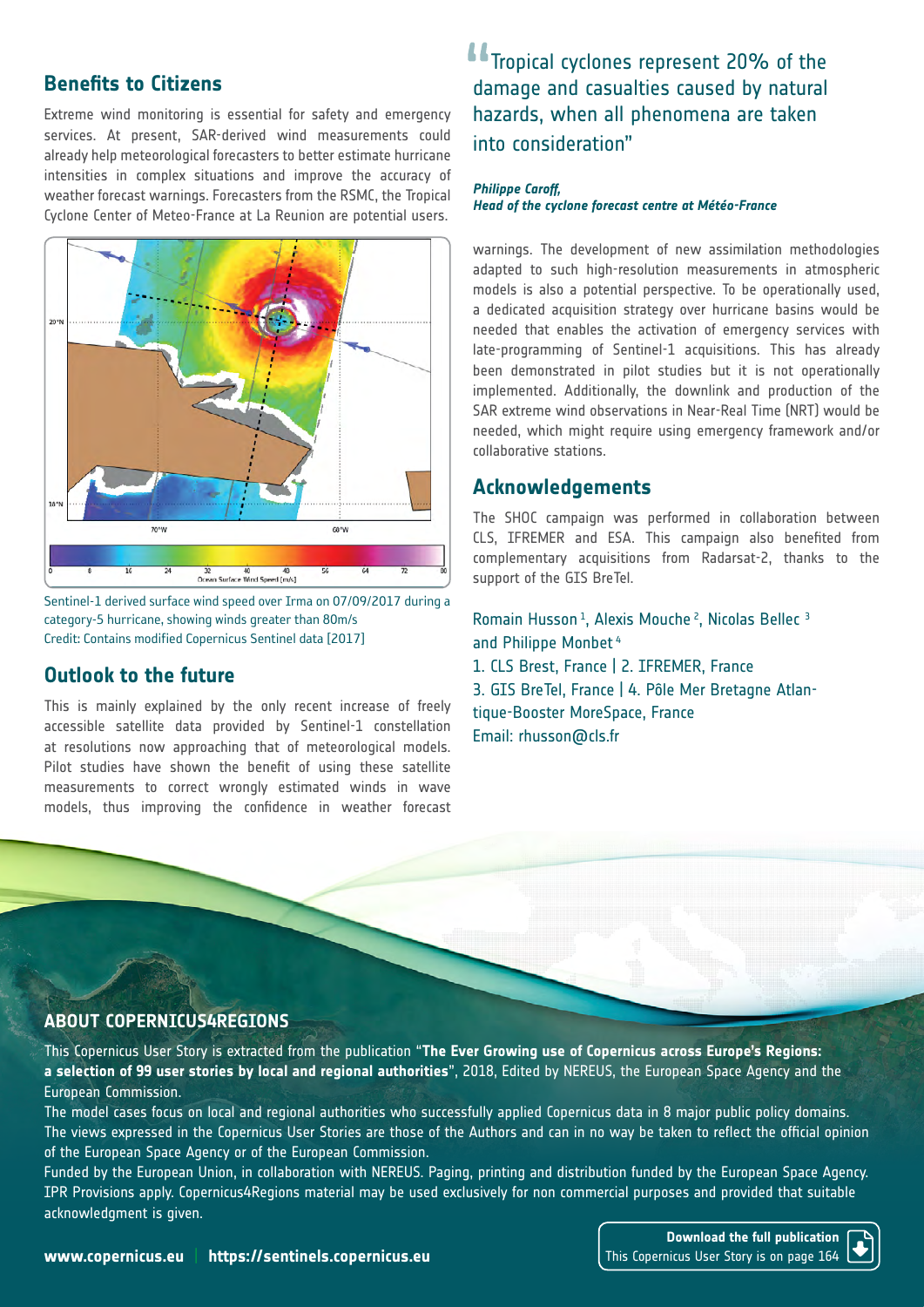## Benefits to Citizens

Extreme wind monitoring is essential for safety and emergency services. At present, SAR-derived wind measurements could already help meteorological forecasters to better estimate hurricane intensities in complex situations and improve the accuracy of weather forecast warnings. Forecasters from the RSMC, the Tropical Cyclone Center of Meteo-France at La Reunion are potential users.

20°N
18°N
70°W
60°W
0 8 16 24 32 40 48 56 64 72 80
Ocean Surface Wind Speed [m/s]

Sentinel-1 derived surface wind speed over Irma on 07/09/2017 during a category-5 hurricane, showing winds greater than 80m/s
Credit: Contains modified Copernicus Sentinel data [2017]

## Outlook to the future

This is mainly explained by the only recent increase of freely accessible satellite data provided by Sentinel-1 constellation at resolutions now approaching that of meteorological models. Pilot studies have shown the benefit of using these satellite measurements to correct wrongly estimated winds in wave models, thus improving the confidence in weather forecast warnings. The development of new assimilation methodologies adapted to such high-resolution measurements in atmospheric models is also a potential perspective. To be operationally used, a dedicated acquisition strategy over hurricane basins would be needed that enables the activation of emergency services with late-programming of Sentinel-1 acquisitions. This has already been demonstrated in pilot studies but it is not operationally implemented. Additionally, the downlink and production of the SAR extreme wind observations in Near-Real Time (NRT) would be needed, which might require using emergency framework and/or collaborative stations.

> "Tropical cyclones represent 20% of the damage and casualties caused by natural hazards, when all phenomena are taken into consideration"
>
> ***Philippe Caroff,***
> ***Head of the cyclone forecast centre at Météo-France***

## Acknowledgements

The SHOC campaign was performed in collaboration between CLS, IFREMER and ESA. This campaign also benefited from complementary acquisitions from Radarsat-2, thanks to the support of the GIS BreTel.

Romain Husson [1], Alexis Mouche [2], Nicolas Bellec [3] and Philippe Monbet [4]
1. CLS Brest, France | 2. IFREMER, France
3. GIS BreTel, France | 4. Pôle Mer Bretagne Atlantique-Booster MoreSpace, France
Email: rhusson@cls.fr

## ABOUT COPERNICUS4REGIONS

This Copernicus User Story is extracted from the publication "**The Ever Growing use of Copernicus across Europe's Regions: a selection of 99 user stories by local and regional authorities**", 2018, Edited by NEREUS, the European Space Agency and the European Commission.
The model cases focus on local and regional authorities who successfully applied Copernicus data in 8 major public policy domains. The views expressed in the Copernicus User Stories are those of the Authors and can in no way be taken to reflect the official opinion of the European Space Agency or of the European Commission.
Funded by the European Union, in collaboration with NEREUS. Paging, printing and distribution funded by the European Space Agency. IPR Provisions apply. Copernicus4Regions material may be used exclusively for non commercial purposes and provided that suitable acknowledgment is given.

**www.copernicus.eu** | **https://sentinels.copernicus.eu**

**Download the full publication**
This Copernicus User Story is on page 164